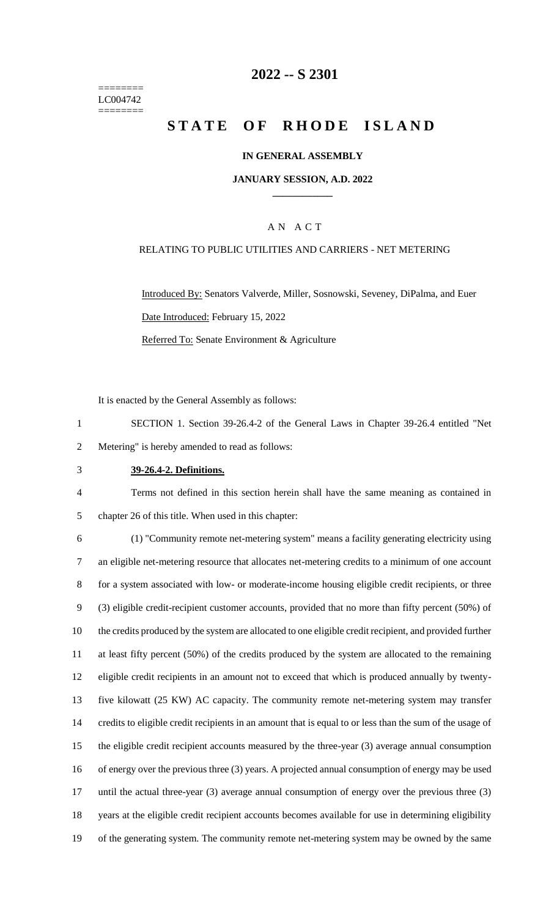========
LC004742
========

# 2022 -- S 2301

# STATE OF RHODE ISLAND

**IN GENERAL ASSEMBLY**

**JANUARY SESSION, A.D. 2022**

A N A C T

RELATING TO PUBLIC UTILITIES AND CARRIERS - NET METERING

Introduced By: Senators Valverde, Miller, Sosnowski, Seveney, DiPalma, and Euer

Date Introduced: February 15, 2022

Referred To: Senate Environment & Agriculture

It is enacted by the General Assembly as follows:

1 SECTION 1. Section 39-26.4-2 of the General Laws in Chapter 39-26.4 entitled "Net
2 Metering" is hereby amended to read as follows:

3 **39-26.4-2. Definitions.**

4 Terms not defined in this section herein shall have the same meaning as contained in
5 chapter 26 of this title. When used in this chapter:

6 (1) "Community remote net-metering system" means a facility generating electricity using
7 an eligible net-metering resource that allocates net-metering credits to a minimum of one account
8 for a system associated with low- or moderate-income housing eligible credit recipients, or three
9 (3) eligible credit-recipient customer accounts, provided that no more than fifty percent (50%) of
10 the credits produced by the system are allocated to one eligible credit recipient, and provided further
11 at least fifty percent (50%) of the credits produced by the system are allocated to the remaining
12 eligible credit recipients in an amount not to exceed that which is produced annually by twenty-
13 five kilowatt (25 KW) AC capacity. The community remote net-metering system may transfer
14 credits to eligible credit recipients in an amount that is equal to or less than the sum of the usage of
15 the eligible credit recipient accounts measured by the three-year (3) average annual consumption
16 of energy over the previous three (3) years. A projected annual consumption of energy may be used
17 until the actual three-year (3) average annual consumption of energy over the previous three (3)
18 years at the eligible credit recipient accounts becomes available for use in determining eligibility
19 of the generating system. The community remote net-metering system may be owned by the same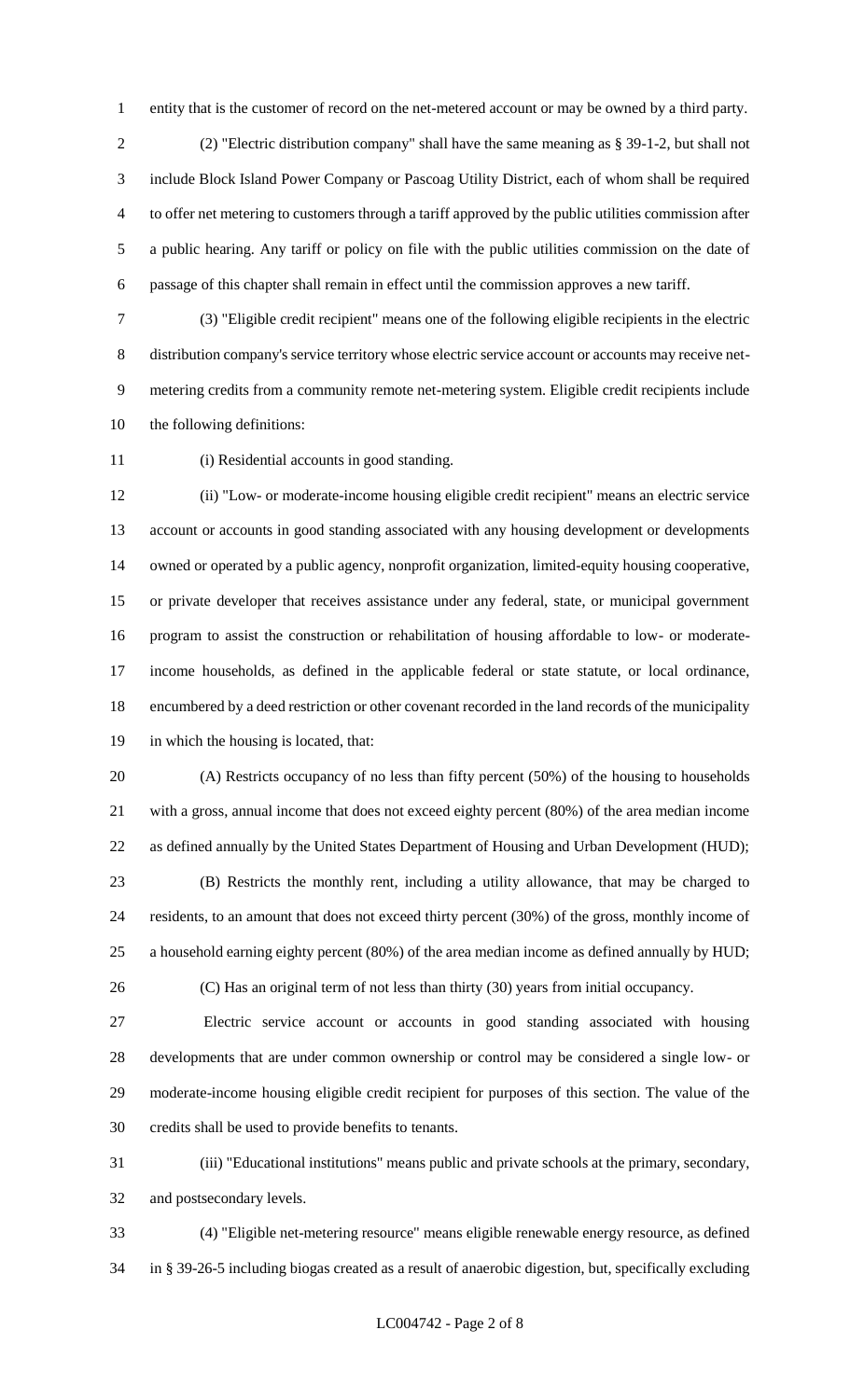entity that is the customer of record on the net-metered account or may be owned by a third party.

(2) "Electric distribution company" shall have the same meaning as § 39-1-2, but shall not include Block Island Power Company or Pascoag Utility District, each of whom shall be required to offer net metering to customers through a tariff approved by the public utilities commission after a public hearing. Any tariff or policy on file with the public utilities commission on the date of passage of this chapter shall remain in effect until the commission approves a new tariff.

(3) "Eligible credit recipient" means one of the following eligible recipients in the electric distribution company's service territory whose electric service account or accounts may receive net-metering credits from a community remote net-metering system. Eligible credit recipients include the following definitions:

(i) Residential accounts in good standing.

(ii) "Low- or moderate-income housing eligible credit recipient" means an electric service account or accounts in good standing associated with any housing development or developments owned or operated by a public agency, nonprofit organization, limited-equity housing cooperative, or private developer that receives assistance under any federal, state, or municipal government program to assist the construction or rehabilitation of housing affordable to low- or moderate-income households, as defined in the applicable federal or state statute, or local ordinance, encumbered by a deed restriction or other covenant recorded in the land records of the municipality in which the housing is located, that:

(A) Restricts occupancy of no less than fifty percent (50%) of the housing to households with a gross, annual income that does not exceed eighty percent (80%) of the area median income as defined annually by the United States Department of Housing and Urban Development (HUD);

(B) Restricts the monthly rent, including a utility allowance, that may be charged to residents, to an amount that does not exceed thirty percent (30%) of the gross, monthly income of a household earning eighty percent (80%) of the area median income as defined annually by HUD;

(C) Has an original term of not less than thirty (30) years from initial occupancy.

Electric service account or accounts in good standing associated with housing developments that are under common ownership or control may be considered a single low- or moderate-income housing eligible credit recipient for purposes of this section. The value of the credits shall be used to provide benefits to tenants.

(iii) "Educational institutions" means public and private schools at the primary, secondary, and postsecondary levels.

(4) "Eligible net-metering resource" means eligible renewable energy resource, as defined in § 39-26-5 including biogas created as a result of anaerobic digestion, but, specifically excluding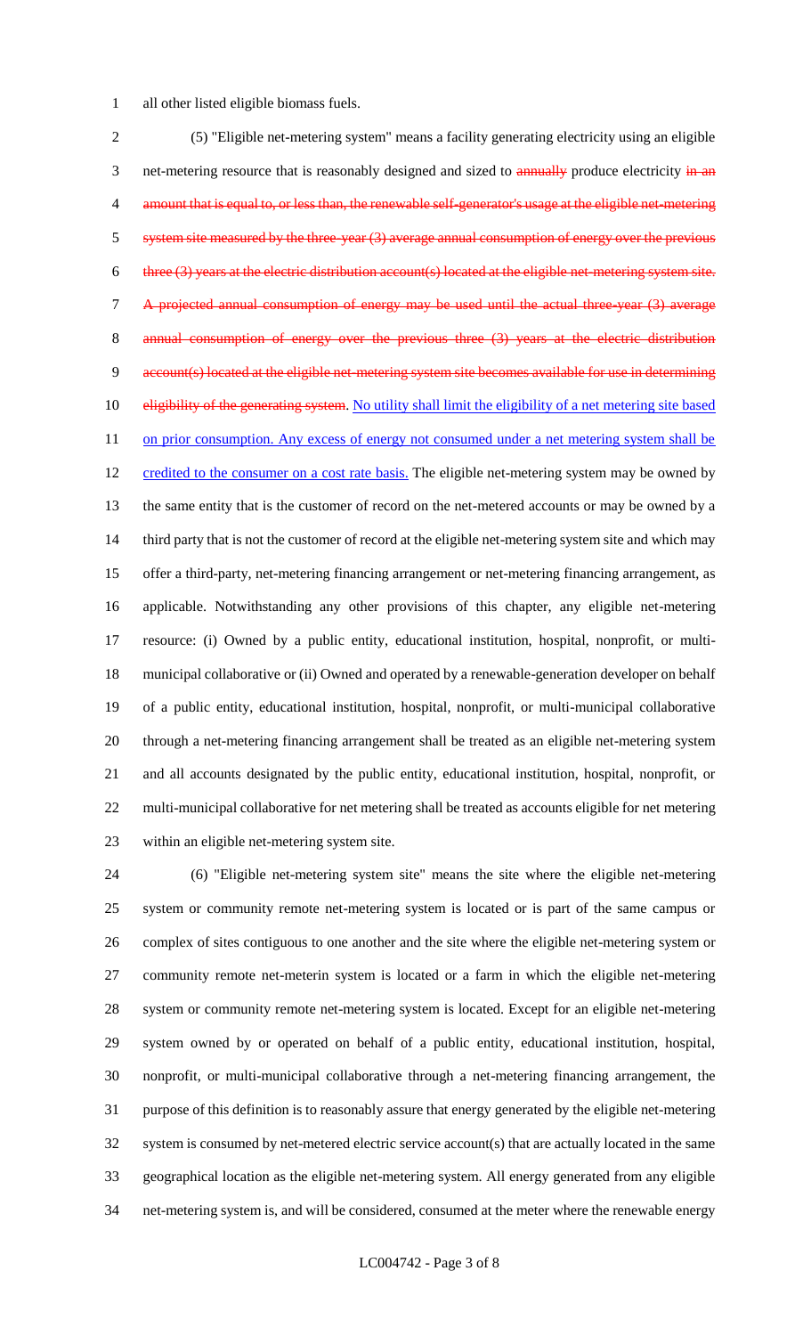all other listed eligible biomass fuels.

(5) "Eligible net-metering system" means a facility generating electricity using an eligible net-metering resource that is reasonably designed and sized to ~~annually~~ produce electricity ~~in an amount that is equal to, or less than, the renewable self-generator's usage at the eligible net-metering system site measured by the three-year (3) average annual consumption of energy over the previous three (3) years at the electric distribution account(s) located at the eligible net-metering system site. A projected annual consumption of energy may be used until the actual three-year (3) average annual consumption of energy over the previous three (3) years at the electric distribution account(s) located at the eligible net-metering system site becomes available for use in determining eligibility of the generating system~~. <u>No utility shall limit the eligibility of a net metering site based on prior consumption. Any excess of energy not consumed under a net metering system shall be credited to the consumer on a cost rate basis.</u> The eligible net-metering system may be owned by the same entity that is the customer of record on the net-metered accounts or may be owned by a third party that is not the customer of record at the eligible net-metering system site and which may offer a third-party, net-metering financing arrangement or net-metering financing arrangement, as applicable. Notwithstanding any other provisions of this chapter, any eligible net-metering resource: (i) Owned by a public entity, educational institution, hospital, nonprofit, or multi-municipal collaborative or (ii) Owned and operated by a renewable-generation developer on behalf of a public entity, educational institution, hospital, nonprofit, or multi-municipal collaborative through a net-metering financing arrangement shall be treated as an eligible net-metering system and all accounts designated by the public entity, educational institution, hospital, nonprofit, or multi-municipal collaborative for net metering shall be treated as accounts eligible for net metering within an eligible net-metering system site.

(6) "Eligible net-metering system site" means the site where the eligible net-metering system or community remote net-metering system is located or is part of the same campus or complex of sites contiguous to one another and the site where the eligible net-metering system or community remote net-meterin system is located or a farm in which the eligible net-metering system or community remote net-metering system is located. Except for an eligible net-metering system owned by or operated on behalf of a public entity, educational institution, hospital, nonprofit, or multi-municipal collaborative through a net-metering financing arrangement, the purpose of this definition is to reasonably assure that energy generated by the eligible net-metering system is consumed by net-metered electric service account(s) that are actually located in the same geographical location as the eligible net-metering system. All energy generated from any eligible net-metering system is, and will be considered, consumed at the meter where the renewable energy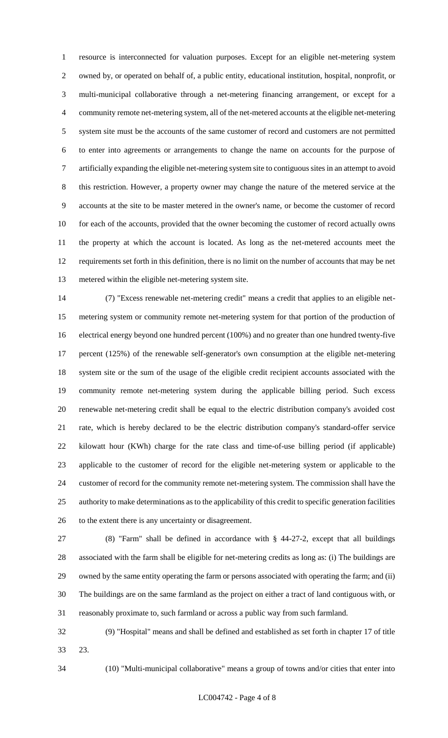resource is interconnected for valuation purposes. Except for an eligible net-metering system owned by, or operated on behalf of, a public entity, educational institution, hospital, nonprofit, or multi-municipal collaborative through a net-metering financing arrangement, or except for a community remote net-metering system, all of the net-metered accounts at the eligible net-metering system site must be the accounts of the same customer of record and customers are not permitted to enter into agreements or arrangements to change the name on accounts for the purpose of artificially expanding the eligible net-metering system site to contiguous sites in an attempt to avoid this restriction. However, a property owner may change the nature of the metered service at the accounts at the site to be master metered in the owner's name, or become the customer of record for each of the accounts, provided that the owner becoming the customer of record actually owns the property at which the account is located. As long as the net-metered accounts meet the requirements set forth in this definition, there is no limit on the number of accounts that may be net metered within the eligible net-metering system site.

(7) "Excess renewable net-metering credit" means a credit that applies to an eligible net-metering system or community remote net-metering system for that portion of the production of electrical energy beyond one hundred percent (100%) and no greater than one hundred twenty-five percent (125%) of the renewable self-generator's own consumption at the eligible net-metering system site or the sum of the usage of the eligible credit recipient accounts associated with the community remote net-metering system during the applicable billing period. Such excess renewable net-metering credit shall be equal to the electric distribution company's avoided cost rate, which is hereby declared to be the electric distribution company's standard-offer service kilowatt hour (KWh) charge for the rate class and time-of-use billing period (if applicable) applicable to the customer of record for the eligible net-metering system or applicable to the customer of record for the community remote net-metering system. The commission shall have the authority to make determinations as to the applicability of this credit to specific generation facilities to the extent there is any uncertainty or disagreement.

(8) "Farm" shall be defined in accordance with § 44-27-2, except that all buildings associated with the farm shall be eligible for net-metering credits as long as: (i) The buildings are owned by the same entity operating the farm or persons associated with operating the farm; and (ii) The buildings are on the same farmland as the project on either a tract of land contiguous with, or reasonably proximate to, such farmland or across a public way from such farmland.

(9) "Hospital" means and shall be defined and established as set forth in chapter 17 of title 23.

(10) "Multi-municipal collaborative" means a group of towns and/or cities that enter into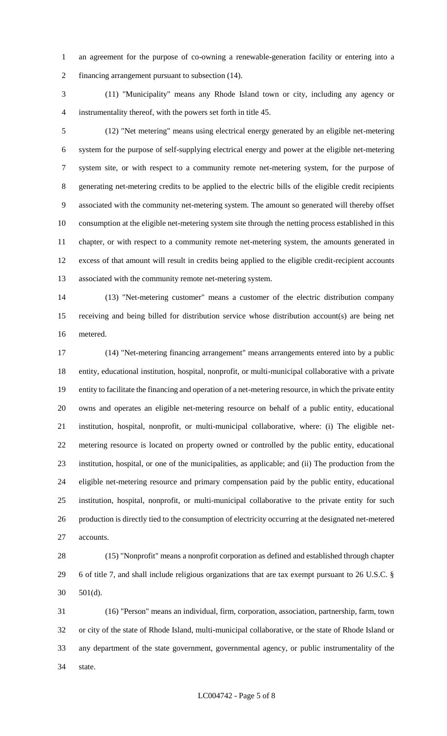an agreement for the purpose of co-owning a renewable-generation facility or entering into a financing arrangement pursuant to subsection (14).

(11) "Municipality" means any Rhode Island town or city, including any agency or instrumentality thereof, with the powers set forth in title 45.

(12) "Net metering" means using electrical energy generated by an eligible net-metering system for the purpose of self-supplying electrical energy and power at the eligible net-metering system site, or with respect to a community remote net-metering system, for the purpose of generating net-metering credits to be applied to the electric bills of the eligible credit recipients associated with the community net-metering system. The amount so generated will thereby offset consumption at the eligible net-metering system site through the netting process established in this chapter, or with respect to a community remote net-metering system, the amounts generated in excess of that amount will result in credits being applied to the eligible credit-recipient accounts associated with the community remote net-metering system.

(13) "Net-metering customer" means a customer of the electric distribution company receiving and being billed for distribution service whose distribution account(s) are being net metered.

(14) "Net-metering financing arrangement" means arrangements entered into by a public entity, educational institution, hospital, nonprofit, or multi-municipal collaborative with a private entity to facilitate the financing and operation of a net-metering resource, in which the private entity owns and operates an eligible net-metering resource on behalf of a public entity, educational institution, hospital, nonprofit, or multi-municipal collaborative, where: (i) The eligible net-metering resource is located on property owned or controlled by the public entity, educational institution, hospital, or one of the municipalities, as applicable; and (ii) The production from the eligible net-metering resource and primary compensation paid by the public entity, educational institution, hospital, nonprofit, or multi-municipal collaborative to the private entity for such production is directly tied to the consumption of electricity occurring at the designated net-metered accounts.

(15) "Nonprofit" means a nonprofit corporation as defined and established through chapter 6 of title 7, and shall include religious organizations that are tax exempt pursuant to 26 U.S.C. § 501(d).

(16) "Person" means an individual, firm, corporation, association, partnership, farm, town or city of the state of Rhode Island, multi-municipal collaborative, or the state of Rhode Island or any department of the state government, governmental agency, or public instrumentality of the state.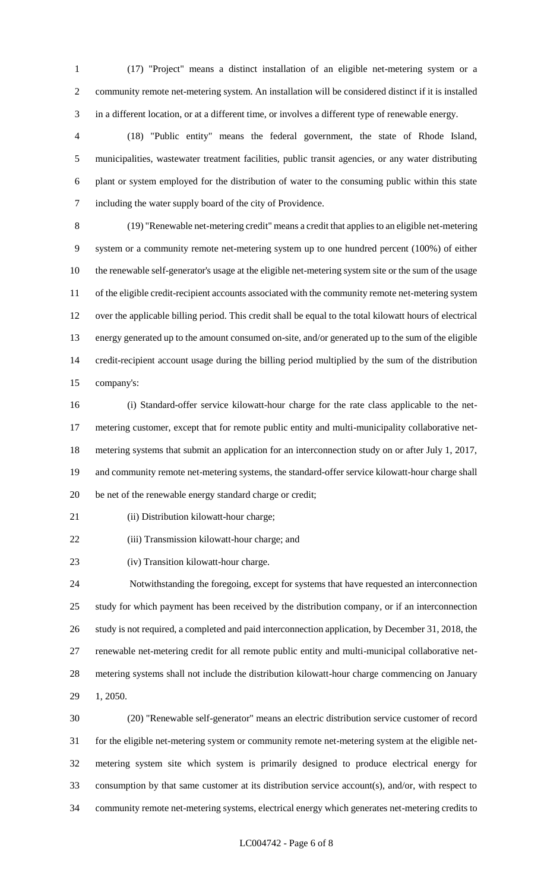(17) "Project" means a distinct installation of an eligible net-metering system or a community remote net-metering system. An installation will be considered distinct if it is installed in a different location, or at a different time, or involves a different type of renewable energy.

(18) "Public entity" means the federal government, the state of Rhode Island, municipalities, wastewater treatment facilities, public transit agencies, or any water distributing plant or system employed for the distribution of water to the consuming public within this state including the water supply board of the city of Providence.

(19) "Renewable net-metering credit" means a credit that applies to an eligible net-metering system or a community remote net-metering system up to one hundred percent (100%) of either the renewable self-generator's usage at the eligible net-metering system site or the sum of the usage of the eligible credit-recipient accounts associated with the community remote net-metering system over the applicable billing period. This credit shall be equal to the total kilowatt hours of electrical energy generated up to the amount consumed on-site, and/or generated up to the sum of the eligible credit-recipient account usage during the billing period multiplied by the sum of the distribution company's:

(i) Standard-offer service kilowatt-hour charge for the rate class applicable to the net-metering customer, except that for remote public entity and multi-municipality collaborative net-metering systems that submit an application for an interconnection study on or after July 1, 2017, and community remote net-metering systems, the standard-offer service kilowatt-hour charge shall be net of the renewable energy standard charge or credit;

(ii) Distribution kilowatt-hour charge;

(iii) Transmission kilowatt-hour charge; and

(iv) Transition kilowatt-hour charge.

Notwithstanding the foregoing, except for systems that have requested an interconnection study for which payment has been received by the distribution company, or if an interconnection study is not required, a completed and paid interconnection application, by December 31, 2018, the renewable net-metering credit for all remote public entity and multi-municipal collaborative net-metering systems shall not include the distribution kilowatt-hour charge commencing on January 1, 2050.

(20) "Renewable self-generator" means an electric distribution service customer of record for the eligible net-metering system or community remote net-metering system at the eligible net-metering system site which system is primarily designed to produce electrical energy for consumption by that same customer at its distribution service account(s), and/or, with respect to community remote net-metering systems, electrical energy which generates net-metering credits to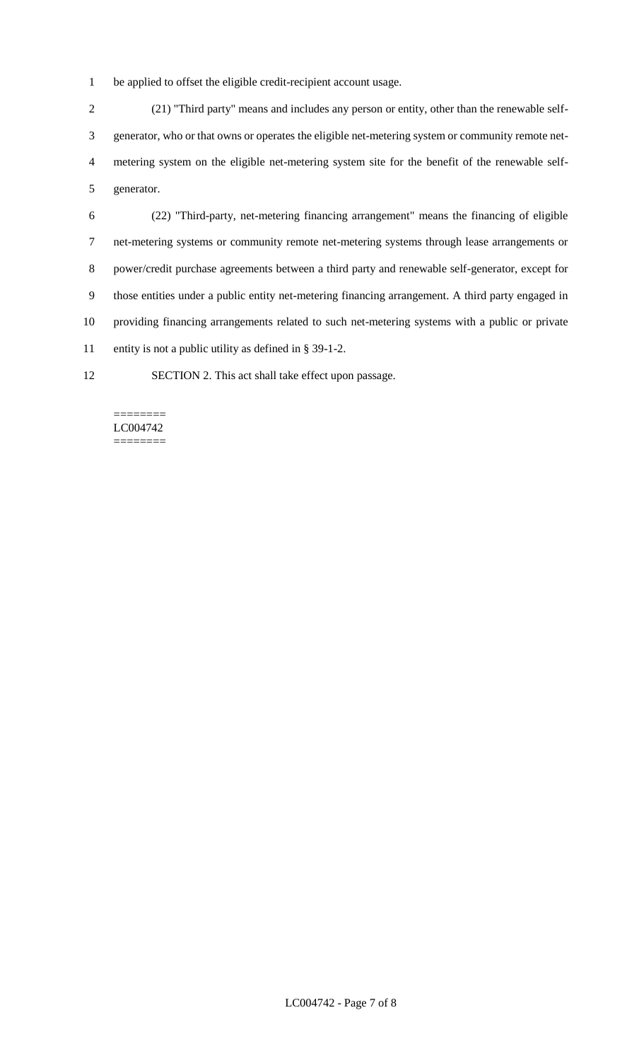be applied to offset the eligible credit-recipient account usage.

(21) "Third party" means and includes any person or entity, other than the renewable self-generator, who or that owns or operates the eligible net-metering system or community remote net-metering system on the eligible net-metering system site for the benefit of the renewable self-generator.

(22) "Third-party, net-metering financing arrangement" means the financing of eligible net-metering systems or community remote net-metering systems through lease arrangements or power/credit purchase agreements between a third party and renewable self-generator, except for those entities under a public entity net-metering financing arrangement. A third party engaged in providing financing arrangements related to such net-metering systems with a public or private entity is not a public utility as defined in § 39-1-2.

SECTION 2. This act shall take effect upon passage.

========
LC004742
========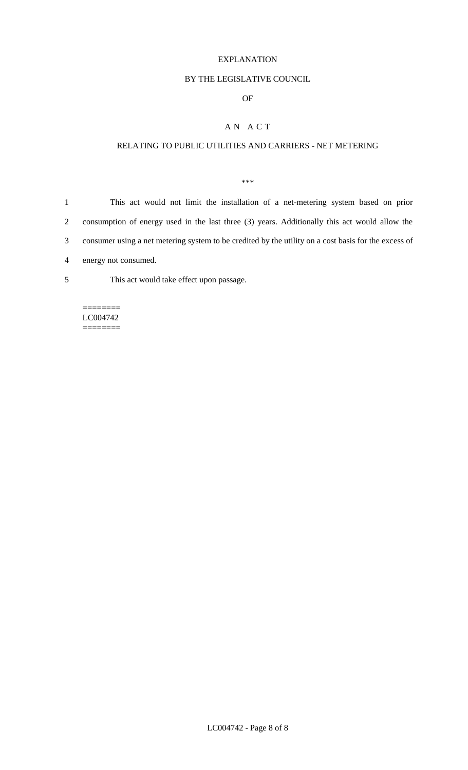EXPLANATION

BY THE LEGISLATIVE COUNCIL

OF

A N A C T

RELATING TO PUBLIC UTILITIES AND CARRIERS - NET METERING

***

This act would not limit the installation of a net-metering system based on prior consumption of energy used in the last three (3) years. Additionally this act would allow the consumer using a net metering system to be credited by the utility on a cost basis for the excess of energy not consumed.

This act would take effect upon passage.

========
LC004742
========